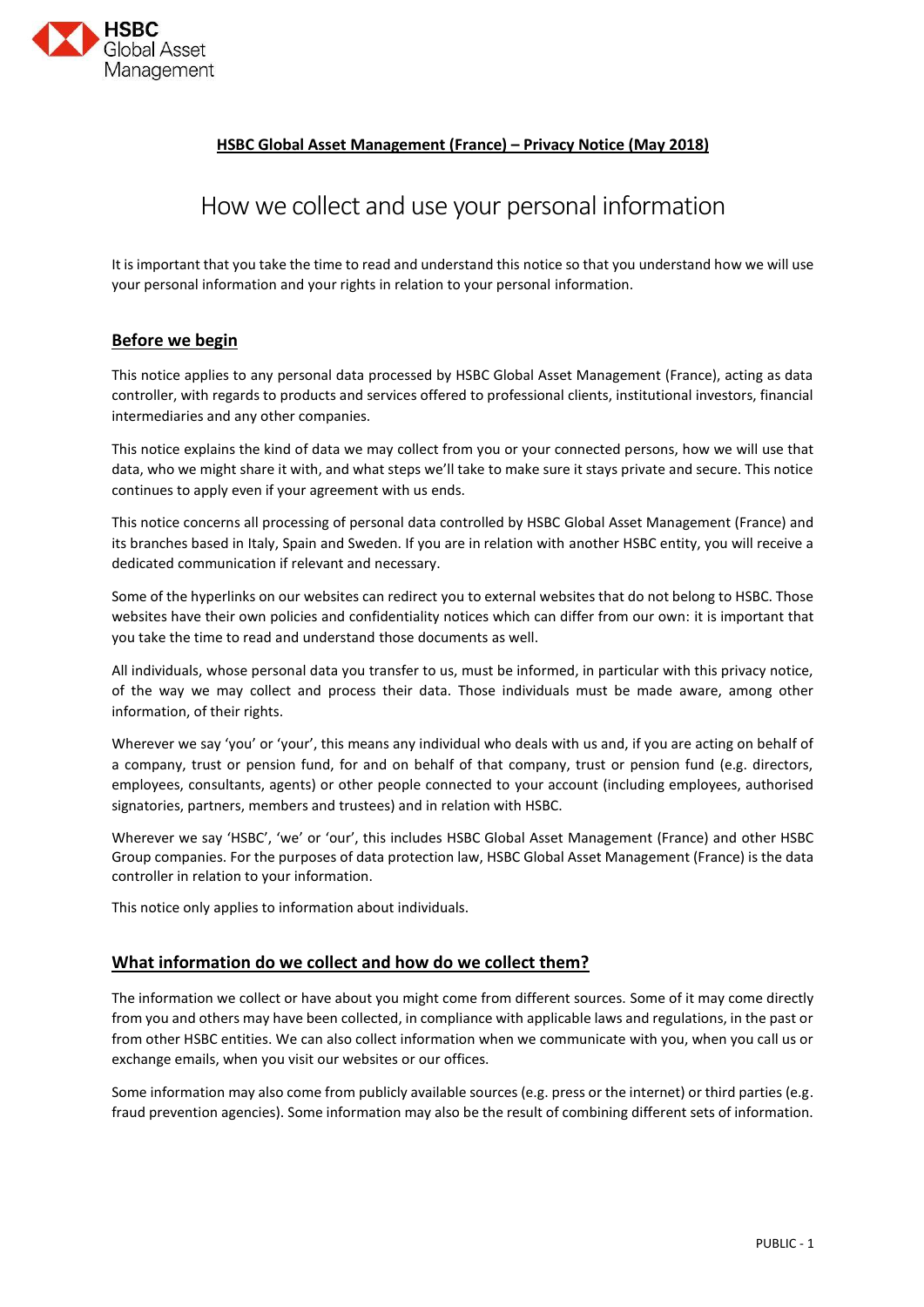**HSBC Global Asset Management (France) – Privacy Notice (May 2018)**

# How we collect and use your personal information

It is important that you take the time to read and understand this notice so that you understand how we will use your personal information and your rights in relation to your personal information.

## Before we begin

This notice applies to any personal data processed by HSBC Global Asset Management (France), acting as data controller, with regards to products and services offered to professional clients, institutional investors, financial intermediaries and any other companies.

This notice explains the kind of data we may collect from you or your connected persons, how we will use that data, who we might share it with, and what steps we'll take to make sure it stays private and secure. This notice continues to apply even if your agreement with us ends.

This notice concerns all processing of personal data controlled by HSBC Global Asset Management (France) and its branches based in Italy, Spain and Sweden. If you are in relation with another HSBC entity, you will receive a dedicated communication if relevant and necessary.

Some of the hyperlinks on our websites can redirect you to external websites that do not belong to HSBC. Those websites have their own policies and confidentiality notices which can differ from our own: it is important that you take the time to read and understand those documents as well.

All individuals, whose personal data you transfer to us, must be informed, in particular with this privacy notice, of the way we may collect and process their data. Those individuals must be made aware, among other information, of their rights.

Wherever we say 'you' or 'your', this means any individual who deals with us and, if you are acting on behalf of a company, trust or pension fund, for and on behalf of that company, trust or pension fund (e.g. directors, employees, consultants, agents) or other people connected to your account (including employees, authorised signatories, partners, members and trustees) and in relation with HSBC.

Wherever we say 'HSBC', 'we' or 'our', this includes HSBC Global Asset Management (France) and other HSBC Group companies. For the purposes of data protection law, HSBC Global Asset Management (France) is the data controller in relation to your information.

This notice only applies to information about individuals.

## What information do we collect and how do we collect them?

The information we collect or have about you might come from different sources. Some of it may come directly from you and others may have been collected, in compliance with applicable laws and regulations, in the past or from other HSBC entities. We can also collect information when we communicate with you, when you call us or exchange emails, when you visit our websites or our offices.

Some information may also come from publicly available sources (e.g. press or the internet) or third parties (e.g. fraud prevention agencies). Some information may also be the result of combining different sets of information.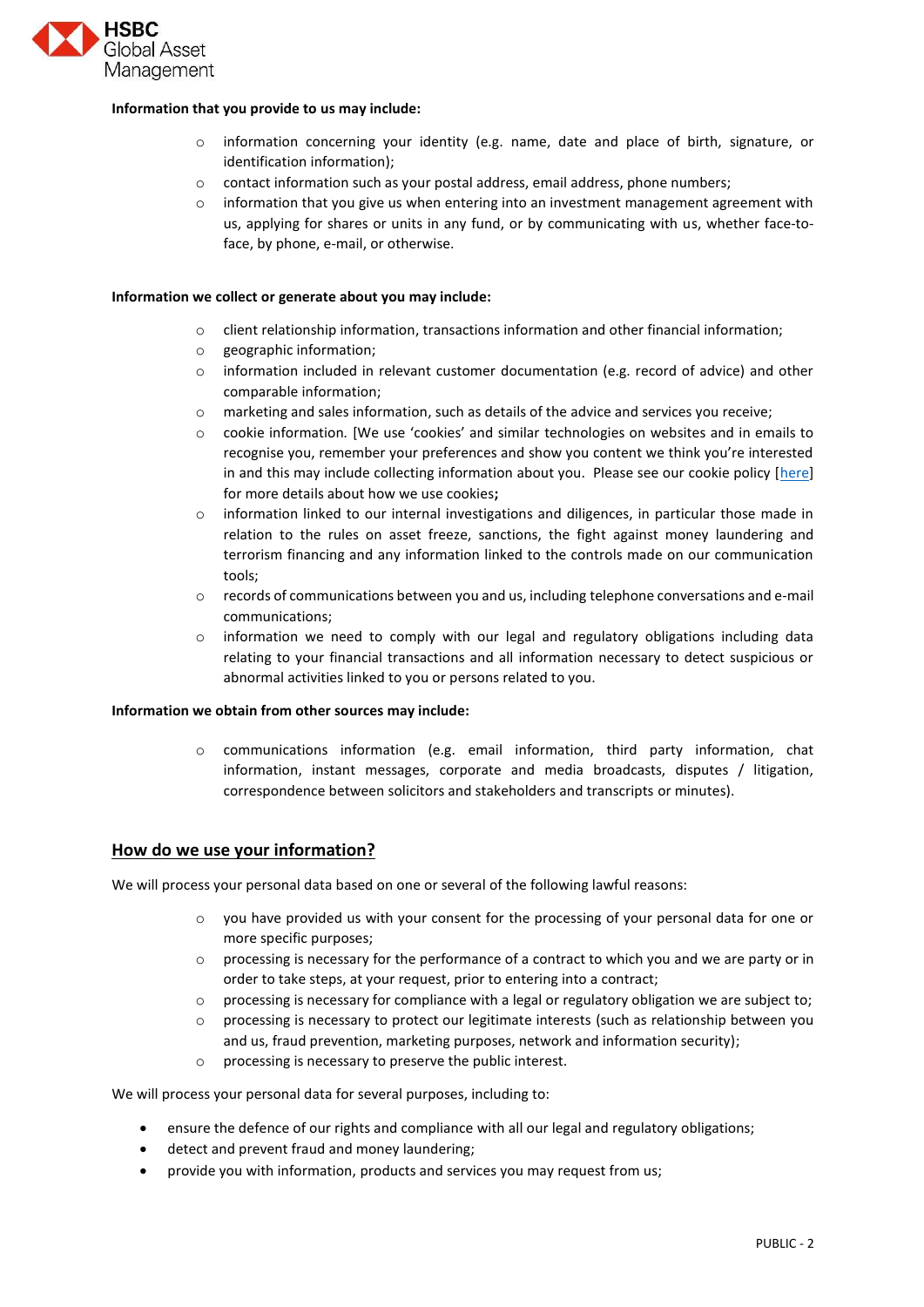**Information that you provide to us may include:**

- information concerning your identity (e.g. name, date and place of birth, signature, or identification information);
- contact information such as your postal address, email address, phone numbers;
- information that you give us when entering into an investment management agreement with us, applying for shares or units in any fund, or by communicating with us, whether face-to-face, by phone, e-mail, or otherwise.

**Information we collect or generate about you may include:**

- client relationship information, transactions information and other financial information;
- geographic information;
- information included in relevant customer documentation (e.g. record of advice) and other comparable information;
- marketing and sales information, such as details of the advice and services you receive;
- cookie information. [We use 'cookies' and similar technologies on websites and in emails to recognise you, remember your preferences and show you content we think you're interested in and this may include collecting information about you. Please see our cookie policy [here] for more details about how we use cookies**;**
- information linked to our internal investigations and diligences, in particular those made in relation to the rules on asset freeze, sanctions, the fight against money laundering and terrorism financing and any information linked to the controls made on our communication tools;
- records of communications between you and us, including telephone conversations and e-mail communications;
- information we need to comply with our legal and regulatory obligations including data relating to your financial transactions and all information necessary to detect suspicious or abnormal activities linked to you or persons related to you.

**Information we obtain from other sources may include:**

- communications information (e.g. email information, third party information, chat information, instant messages, corporate and media broadcasts, disputes / litigation, correspondence between solicitors and stakeholders and transcripts or minutes).

## How do we use your information?

We will process your personal data based on one or several of the following lawful reasons:

- you have provided us with your consent for the processing of your personal data for one or more specific purposes;
- processing is necessary for the performance of a contract to which you and we are party or in order to take steps, at your request, prior to entering into a contract;
- processing is necessary for compliance with a legal or regulatory obligation we are subject to;
- processing is necessary to protect our legitimate interests (such as relationship between you and us, fraud prevention, marketing purposes, network and information security);
- processing is necessary to preserve the public interest.

We will process your personal data for several purposes, including to:

- ensure the defence of our rights and compliance with all our legal and regulatory obligations;
- detect and prevent fraud and money laundering;
- provide you with information, products and services you may request from us;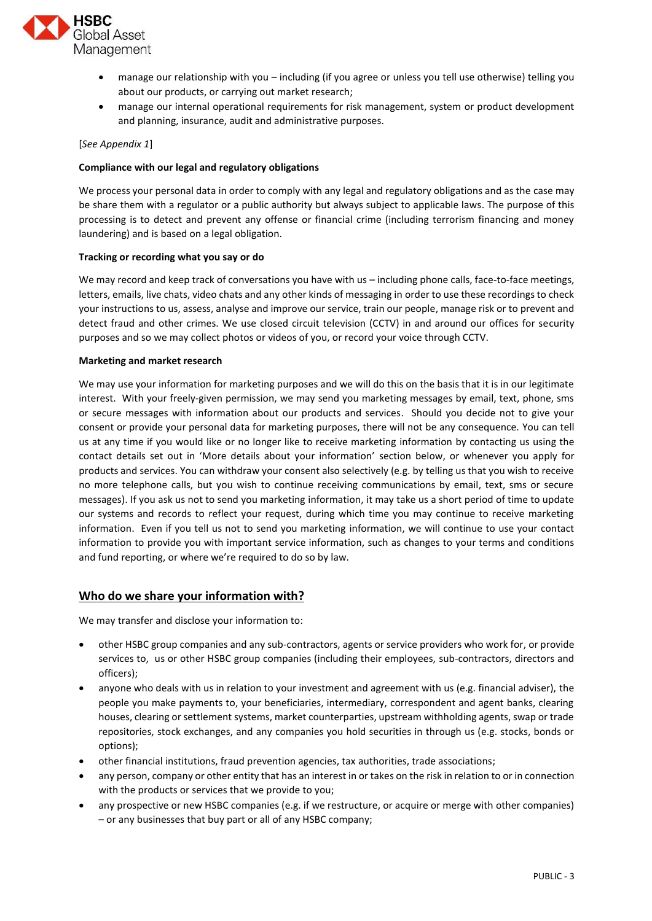- manage our relationship with you – including (if you agree or unless you tell use otherwise) telling you about our products, or carrying out market research;
- manage our internal operational requirements for risk management, system or product development and planning, insurance, audit and administrative purposes.

[*See Appendix 1*]

**Compliance with our legal and regulatory obligations**

We process your personal data in order to comply with any legal and regulatory obligations and as the case may be share them with a regulator or a public authority but always subject to applicable laws. The purpose of this processing is to detect and prevent any offense or financial crime (including terrorism financing and money laundering) and is based on a legal obligation.

**Tracking or recording what you say or do**

We may record and keep track of conversations you have with us – including phone calls, face-to-face meetings, letters, emails, live chats, video chats and any other kinds of messaging in order to use these recordings to check your instructions to us, assess, analyse and improve our service, train our people, manage risk or to prevent and detect fraud and other crimes. We use closed circuit television (CCTV) in and around our offices for security purposes and so we may collect photos or videos of you, or record your voice through CCTV.

**Marketing and market research**

We may use your information for marketing purposes and we will do this on the basis that it is in our legitimate interest. With your freely-given permission, we may send you marketing messages by email, text, phone, sms or secure messages with information about our products and services. Should you decide not to give your consent or provide your personal data for marketing purposes, there will not be any consequence. You can tell us at any time if you would like or no longer like to receive marketing information by contacting us using the contact details set out in 'More details about your information' section below, or whenever you apply for products and services. You can withdraw your consent also selectively (e.g. by telling us that you wish to receive no more telephone calls, but you wish to continue receiving communications by email, text, sms or secure messages). If you ask us not to send you marketing information, it may take us a short period of time to update our systems and records to reflect your request, during which time you may continue to receive marketing information. Even if you tell us not to send you marketing information, we will continue to use your contact information to provide you with important service information, such as changes to your terms and conditions and fund reporting, or where we're required to do so by law.

## Who do we share your information with?

We may transfer and disclose your information to:

- other HSBC group companies and any sub-contractors, agents or service providers who work for, or provide services to, us or other HSBC group companies (including their employees, sub-contractors, directors and officers);
- anyone who deals with us in relation to your investment and agreement with us (e.g. financial adviser), the people you make payments to, your beneficiaries, intermediary, correspondent and agent banks, clearing houses, clearing or settlement systems, market counterparties, upstream withholding agents, swap or trade repositories, stock exchanges, and any companies you hold securities in through us (e.g. stocks, bonds or options);
- other financial institutions, fraud prevention agencies, tax authorities, trade associations;
- any person, company or other entity that has an interest in or takes on the risk in relation to or in connection with the products or services that we provide to you;
- any prospective or new HSBC companies (e.g. if we restructure, or acquire or merge with other companies) – or any businesses that buy part or all of any HSBC company;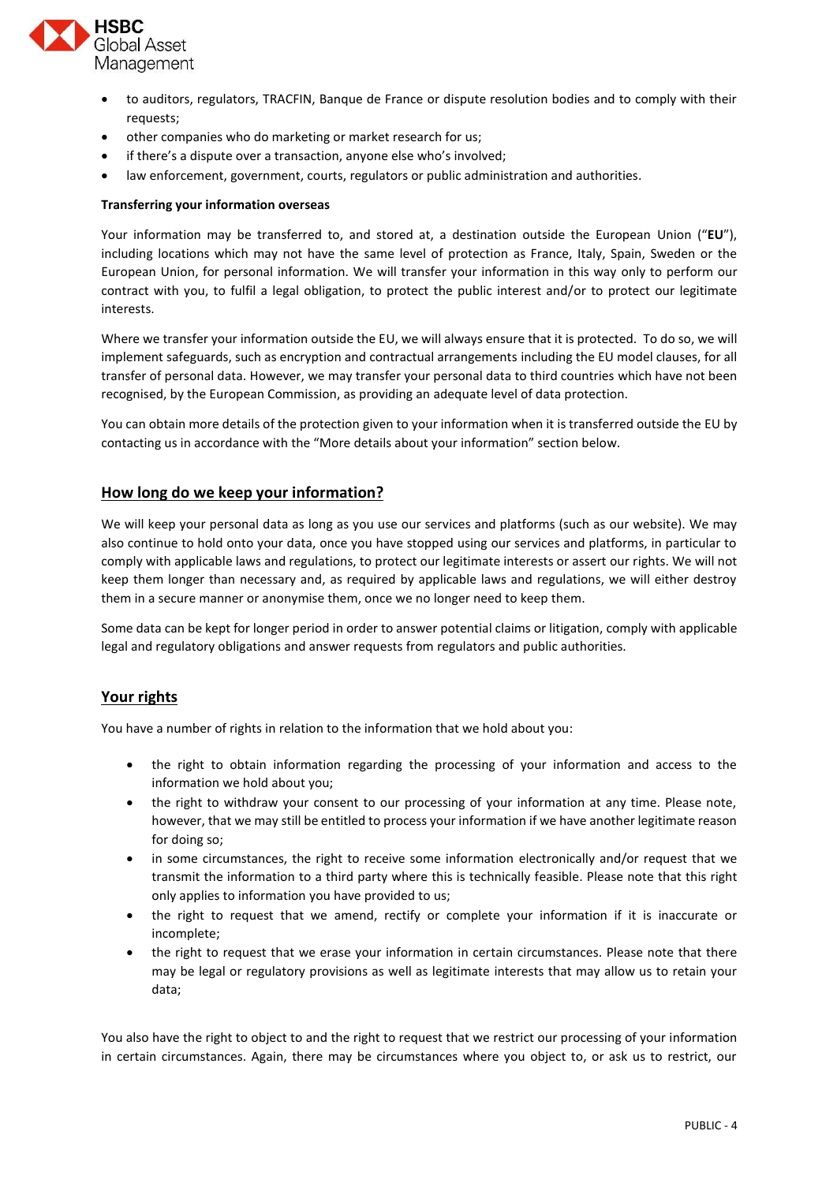- to auditors, regulators, TRACFIN, Banque de France or dispute resolution bodies and to comply with their requests;
- other companies who do marketing or market research for us;
- if there's a dispute over a transaction, anyone else who's involved;
- law enforcement, government, courts, regulators or public administration and authorities.

**Transferring your information overseas**

Your information may be transferred to, and stored at, a destination outside the European Union ("**EU**"), including locations which may not have the same level of protection as France, Italy, Spain, Sweden or the European Union, for personal information. We will transfer your information in this way only to perform our contract with you, to fulfil a legal obligation, to protect the public interest and/or to protect our legitimate interests.

Where we transfer your information outside the EU, we will always ensure that it is protected. To do so, we will implement safeguards, such as encryption and contractual arrangements including the EU model clauses, for all transfer of personal data. However, we may transfer your personal data to third countries which have not been recognised, by the European Commission, as providing an adequate level of data protection.

You can obtain more details of the protection given to your information when it is transferred outside the EU by contacting us in accordance with the "More details about your information" section below.

## How long do we keep your information?

We will keep your personal data as long as you use our services and platforms (such as our website). We may also continue to hold onto your data, once you have stopped using our services and platforms, in particular to comply with applicable laws and regulations, to protect our legitimate interests or assert our rights. We will not keep them longer than necessary and, as required by applicable laws and regulations, we will either destroy them in a secure manner or anonymise them, once we no longer need to keep them.

Some data can be kept for longer period in order to answer potential claims or litigation, comply with applicable legal and regulatory obligations and answer requests from regulators and public authorities.

## Your rights

You have a number of rights in relation to the information that we hold about you:

- the right to obtain information regarding the processing of your information and access to the information we hold about you;
- the right to withdraw your consent to our processing of your information at any time. Please note, however, that we may still be entitled to process your information if we have another legitimate reason for doing so;
- in some circumstances, the right to receive some information electronically and/or request that we transmit the information to a third party where this is technically feasible. Please note that this right only applies to information you have provided to us;
- the right to request that we amend, rectify or complete your information if it is inaccurate or incomplete;
- the right to request that we erase your information in certain circumstances. Please note that there may be legal or regulatory provisions as well as legitimate interests that may allow us to retain your data;

You also have the right to object to and the right to request that we restrict our processing of your information in certain circumstances. Again, there may be circumstances where you object to, or ask us to restrict, our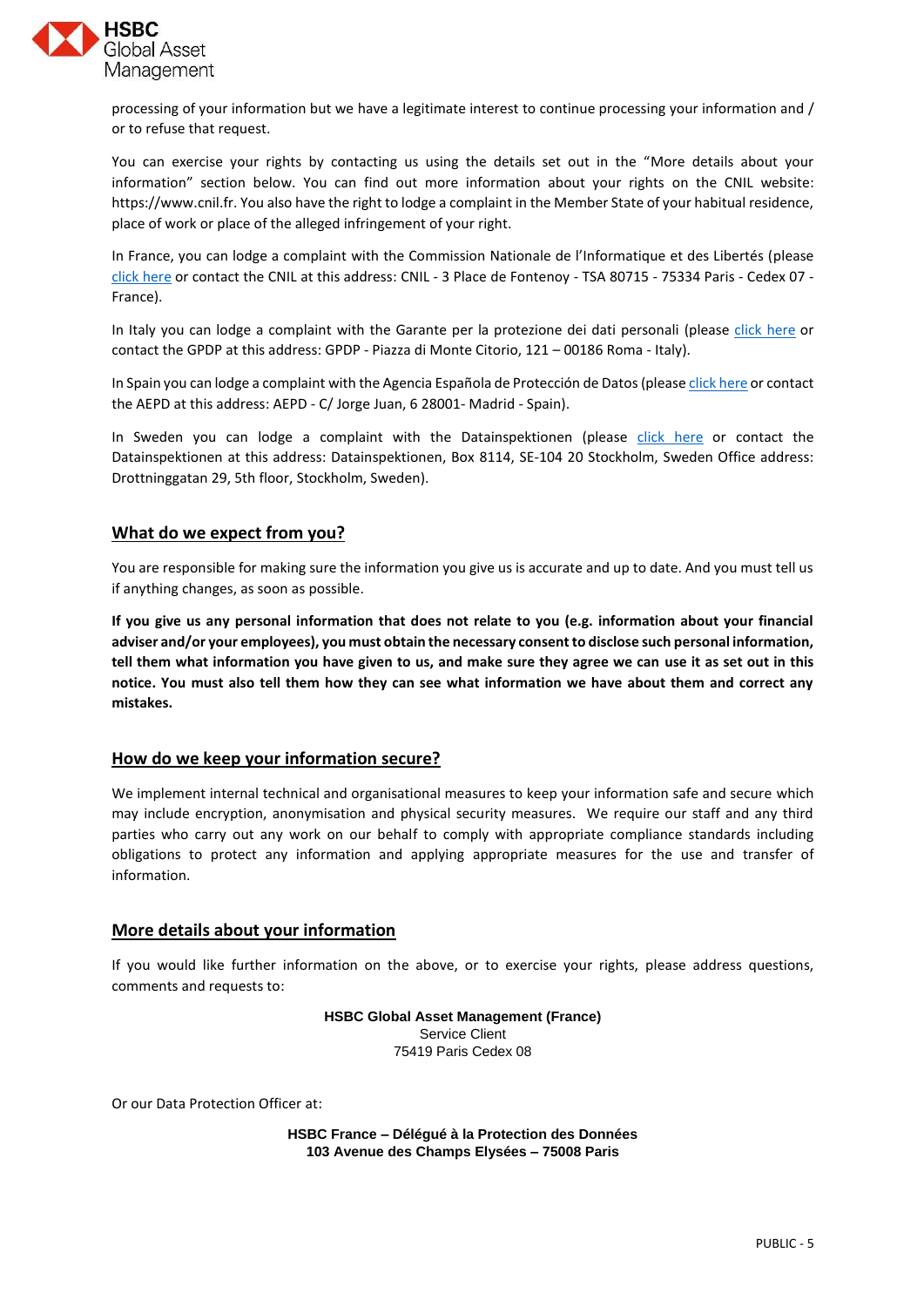processing of your information but we have a legitimate interest to continue processing your information and / or to refuse that request.

You can exercise your rights by contacting us using the details set out in the "More details about your information" section below. You can find out more information about your rights on the CNIL website: https://www.cnil.fr. You also have the right to lodge a complaint in the Member State of your habitual residence, place of work or place of the alleged infringement of your right.

In France, you can lodge a complaint with the Commission Nationale de l'Informatique et des Libertés (please click here or contact the CNIL at this address: CNIL - 3 Place de Fontenoy - TSA 80715 - 75334 Paris - Cedex 07 - France).

In Italy you can lodge a complaint with the Garante per la protezione dei dati personali (please click here or contact the GPDP at this address: GPDP - Piazza di Monte Citorio, 121 – 00186 Roma - Italy).

In Spain you can lodge a complaint with the Agencia Española de Protección de Datos (please click here or contact the AEPD at this address: AEPD - C/ Jorge Juan, 6 28001- Madrid - Spain).

In Sweden you can lodge a complaint with the Datainspektionen (please click here or contact the Datainspektionen at this address: Datainspektionen, Box 8114, SE-104 20 Stockholm, Sweden Office address: Drottninggatan 29, 5th floor, Stockholm, Sweden).

## What do we expect from you?

You are responsible for making sure the information you give us is accurate and up to date. And you must tell us if anything changes, as soon as possible.

**If you give us any personal information that does not relate to you (e.g. information about your financial adviser and/or your employees), you must obtain the necessary consent to disclose such personal information, tell them what information you have given to us, and make sure they agree we can use it as set out in this notice. You must also tell them how they can see what information we have about them and correct any mistakes.**

## How do we keep your information secure?

We implement internal technical and organisational measures to keep your information safe and secure which may include encryption, anonymisation and physical security measures. We require our staff and any third parties who carry out any work on our behalf to comply with appropriate compliance standards including obligations to protect any information and applying appropriate measures for the use and transfer of information.

## More details about your information

If you would like further information on the above, or to exercise your rights, please address questions, comments and requests to:

**HSBC Global Asset Management (France)**
Service Client
75419 Paris Cedex 08

Or our Data Protection Officer at:

**HSBC France – Délégué à la Protection des Données**
**103 Avenue des Champs Elysées – 75008 Paris**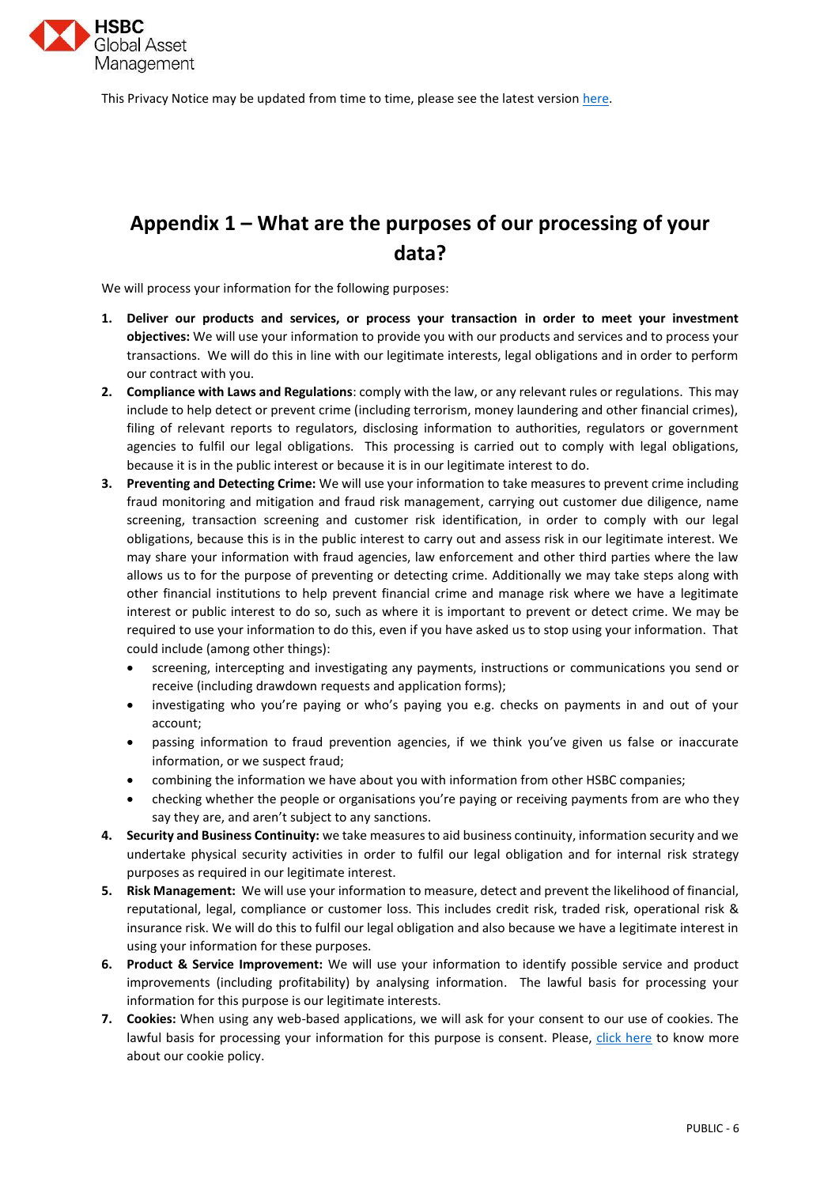This Privacy Notice may be updated from time to time, please see the latest version here.

# Appendix 1 – What are the purposes of our processing of your data?

We will process your information for the following purposes:

1. **Deliver our products and services, or process your transaction in order to meet your investment objectives:** We will use your information to provide you with our products and services and to process your transactions. We will do this in line with our legitimate interests, legal obligations and in order to perform our contract with you.
2. **Compliance with Laws and Regulations**: comply with the law, or any relevant rules or regulations. This may include to help detect or prevent crime (including terrorism, money laundering and other financial crimes), filing of relevant reports to regulators, disclosing information to authorities, regulators or government agencies to fulfil our legal obligations. This processing is carried out to comply with legal obligations, because it is in the public interest or because it is in our legitimate interest to do.
3. **Preventing and Detecting Crime:** We will use your information to take measures to prevent crime including fraud monitoring and mitigation and fraud risk management, carrying out customer due diligence, name screening, transaction screening and customer risk identification, in order to comply with our legal obligations, because this is in the public interest to carry out and assess risk in our legitimate interest. We may share your information with fraud agencies, law enforcement and other third parties where the law allows us to for the purpose of preventing or detecting crime. Additionally we may take steps along with other financial institutions to help prevent financial crime and manage risk where we have a legitimate interest or public interest to do so, such as where it is important to prevent or detect crime. We may be required to use your information to do this, even if you have asked us to stop using your information. That could include (among other things):
   - screening, intercepting and investigating any payments, instructions or communications you send or receive (including drawdown requests and application forms);
   - investigating who you're paying or who's paying you e.g. checks on payments in and out of your account;
   - passing information to fraud prevention agencies, if we think you've given us false or inaccurate information, or we suspect fraud;
   - combining the information we have about you with information from other HSBC companies;
   - checking whether the people or organisations you're paying or receiving payments from are who they say they are, and aren't subject to any sanctions.
4. **Security and Business Continuity:** we take measures to aid business continuity, information security and we undertake physical security activities in order to fulfil our legal obligation and for internal risk strategy purposes as required in our legitimate interest.
5. **Risk Management:** We will use your information to measure, detect and prevent the likelihood of financial, reputational, legal, compliance or customer loss. This includes credit risk, traded risk, operational risk & insurance risk. We will do this to fulfil our legal obligation and also because we have a legitimate interest in using your information for these purposes.
6. **Product & Service Improvement:** We will use your information to identify possible service and product improvements (including profitability) by analysing information. The lawful basis for processing your information for this purpose is our legitimate interests.
7. **Cookies:** When using any web-based applications, we will ask for your consent to our use of cookies. The lawful basis for processing your information for this purpose is consent. Please, click here to know more about our cookie policy.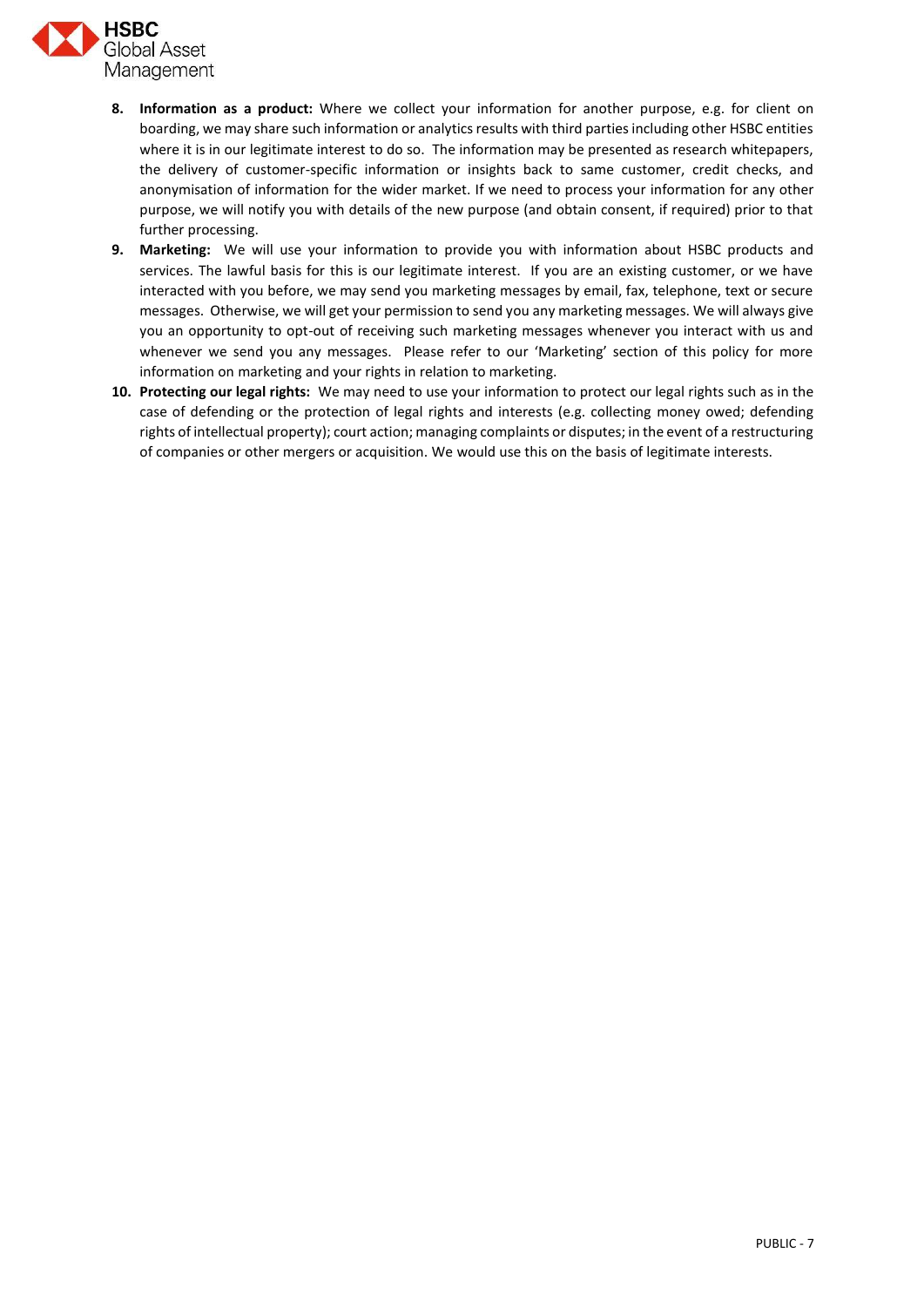8. **Information as a product:** Where we collect your information for another purpose, e.g. for client on boarding, we may share such information or analytics results with third parties including other HSBC entities where it is in our legitimate interest to do so. The information may be presented as research whitepapers, the delivery of customer-specific information or insights back to same customer, credit checks, and anonymisation of information for the wider market. If we need to process your information for any other purpose, we will notify you with details of the new purpose (and obtain consent, if required) prior to that further processing.
9. **Marketing:** We will use your information to provide you with information about HSBC products and services. The lawful basis for this is our legitimate interest. If you are an existing customer, or we have interacted with you before, we may send you marketing messages by email, fax, telephone, text or secure messages. Otherwise, we will get your permission to send you any marketing messages. We will always give you an opportunity to opt-out of receiving such marketing messages whenever you interact with us and whenever we send you any messages. Please refer to our 'Marketing' section of this policy for more information on marketing and your rights in relation to marketing.
10. **Protecting our legal rights:** We may need to use your information to protect our legal rights such as in the case of defending or the protection of legal rights and interests (e.g. collecting money owed; defending rights of intellectual property); court action; managing complaints or disputes; in the event of a restructuring of companies or other mergers or acquisition. We would use this on the basis of legitimate interests.